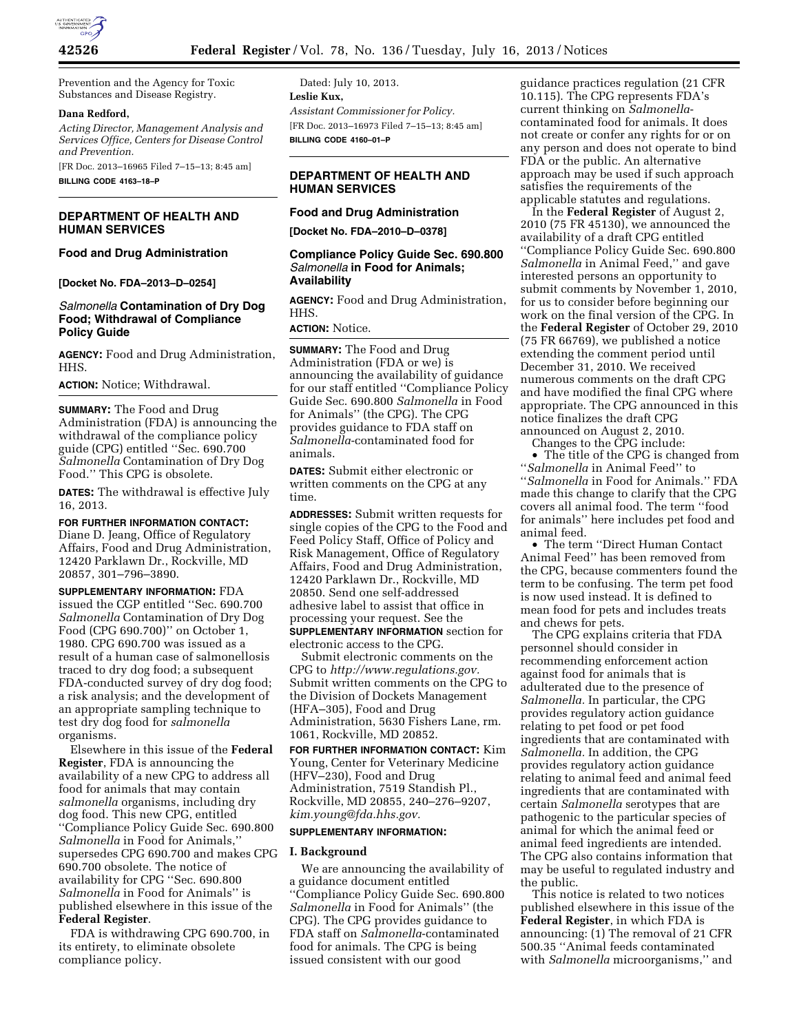Prevention and the Agency for Toxic Substances and Disease Registry.

**Dana Redford,**

*Acting Director, Management Analysis and Services Office, Centers for Disease Control and Prevention.*

[FR Doc. 2013–16965 Filed 7–15–13; 8:45 am]

**BILLING CODE 4163–18–P**

## DEPARTMENT OF HEALTH AND HUMAN SERVICES

### Food and Drug Administration

**[Docket No. FDA–2013–D–0254]**

### *Salmonella* Contamination of Dry Dog Food; Withdrawal of Compliance Policy Guide

**AGENCY:** Food and Drug Administration, HHS.

**ACTION:** Notice; Withdrawal.

**SUMMARY:** The Food and Drug Administration (FDA) is announcing the withdrawal of the compliance policy guide (CPG) entitled ''Sec. 690.700 *Salmonella* Contamination of Dry Dog Food.'' This CPG is obsolete.

**DATES:** The withdrawal is effective July 16, 2013.

**FOR FURTHER INFORMATION CONTACT:** Diane D. Jeang, Office of Regulatory Affairs, Food and Drug Administration, 12420 Parklawn Dr., Rockville, MD 20857, 301–796–3890.

**SUPPLEMENTARY INFORMATION:** FDA issued the CGP entitled ''Sec. 690.700 *Salmonella* Contamination of Dry Dog Food (CPG 690.700)'' on October 1, 1980. CPG 690.700 was issued as a result of a human case of salmonellosis traced to dry dog food; a subsequent FDA-conducted survey of dry dog food; a risk analysis; and the development of an appropriate sampling technique to test dry dog food for *salmonella* organisms.

Elsewhere in this issue of the **Federal Register**, FDA is announcing the availability of a new CPG to address all food for animals that may contain *salmonella* organisms, including dry dog food. This new CPG, entitled ''Compliance Policy Guide Sec. 690.800 *Salmonella* in Food for Animals,'' supersedes CPG 690.700 and makes CPG 690.700 obsolete. The notice of availability for CPG ''Sec. 690.800 *Salmonella* in Food for Animals'' is published elsewhere in this issue of the **Federal Register**.

FDA is withdrawing CPG 690.700, in its entirety, to eliminate obsolete compliance policy.

Dated: July 10, 2013.

**Leslie Kux,**

*Assistant Commissioner for Policy.*

[FR Doc. 2013–16973 Filed 7–15–13; 8:45 am]

**BILLING CODE 4160–01–P**

## DEPARTMENT OF HEALTH AND HUMAN SERVICES

### Food and Drug Administration

**[Docket No. FDA–2010–D–0378]**

### Compliance Policy Guide Sec. 690.800 *Salmonella* in Food for Animals; Availability

**AGENCY:** Food and Drug Administration, HHS.

**ACTION:** Notice.

**SUMMARY:** The Food and Drug Administration (FDA or we) is announcing the availability of guidance for our staff entitled ''Compliance Policy Guide Sec. 690.800 *Salmonella* in Food for Animals'' (the CPG). The CPG provides guidance to FDA staff on *Salmonella*-contaminated food for animals.

**DATES:** Submit either electronic or written comments on the CPG at any time.

**ADDRESSES:** Submit written requests for single copies of the CPG to the Food and Feed Policy Staff, Office of Policy and Risk Management, Office of Regulatory Affairs, Food and Drug Administration, 12420 Parklawn Dr., Rockville, MD 20850. Send one self-addressed adhesive label to assist that office in processing your request. See the **SUPPLEMENTARY INFORMATION** section for electronic access to the CPG.

Submit electronic comments on the CPG to *http://www.regulations.gov.* Submit written comments on the CPG to the Division of Dockets Management (HFA–305), Food and Drug Administration, 5630 Fishers Lane, rm. 1061, Rockville, MD 20852.

**FOR FURTHER INFORMATION CONTACT:** Kim Young, Center for Veterinary Medicine (HFV–230), Food and Drug Administration, 7519 Standish Pl., Rockville, MD 20855, 240–276–9207, *kim.young@fda.hhs.gov.*

**SUPPLEMENTARY INFORMATION:**

#### I. Background

We are announcing the availability of a guidance document entitled ''Compliance Policy Guide Sec. 690.800 *Salmonella* in Food for Animals'' (the CPG). The CPG provides guidance to FDA staff on *Salmonella*-contaminated food for animals. The CPG is being issued consistent with our good guidance practices regulation (21 CFR 10.115). The CPG represents FDA's current thinking on *Salmonella*-contaminated food for animals. It does not create or confer any rights for or on any person and does not operate to bind FDA or the public. An alternative approach may be used if such approach satisfies the requirements of the applicable statutes and regulations.

In the **Federal Register** of August 2, 2010 (75 FR 45130), we announced the availability of a draft CPG entitled ''Compliance Policy Guide Sec. 690.800 *Salmonella* in Animal Feed,'' and gave interested persons an opportunity to submit comments by November 1, 2010, for us to consider before beginning our work on the final version of the CPG. In the **Federal Register** of October 29, 2010 (75 FR 66769), we published a notice extending the comment period until December 31, 2010. We received numerous comments on the draft CPG and have modified the final CPG where appropriate. The CPG announced in this notice finalizes the draft CPG announced on August 2, 2010.

Changes to the CPG include:

- The title of the CPG is changed from ''*Salmonella* in Animal Feed'' to ''*Salmonella* in Food for Animals.'' FDA made this change to clarify that the CPG covers all animal food. The term ''food for animals'' here includes pet food and animal feed.
- The term ''Direct Human Contact Animal Feed'' has been removed from the CPG, because commenters found the term to be confusing. The term pet food is now used instead. It is defined to mean food for pets and includes treats and chews for pets.

The CPG explains criteria that FDA personnel should consider in recommending enforcement action against food for animals that is adulterated due to the presence of *Salmonella.* In particular, the CPG provides regulatory action guidance relating to pet food or pet food ingredients that are contaminated with *Salmonella.* In addition, the CPG provides regulatory action guidance relating to animal feed and animal feed ingredients that are contaminated with certain *Salmonella* serotypes that are pathogenic to the particular species of animal for which the animal feed or animal feed ingredients are intended. The CPG also contains information that may be useful to regulated industry and the public.

This notice is related to two notices published elsewhere in this issue of the **Federal Register**, in which FDA is announcing: (1) The removal of 21 CFR 500.35 ''Animal feeds contaminated with *Salmonella* microorganisms,'' and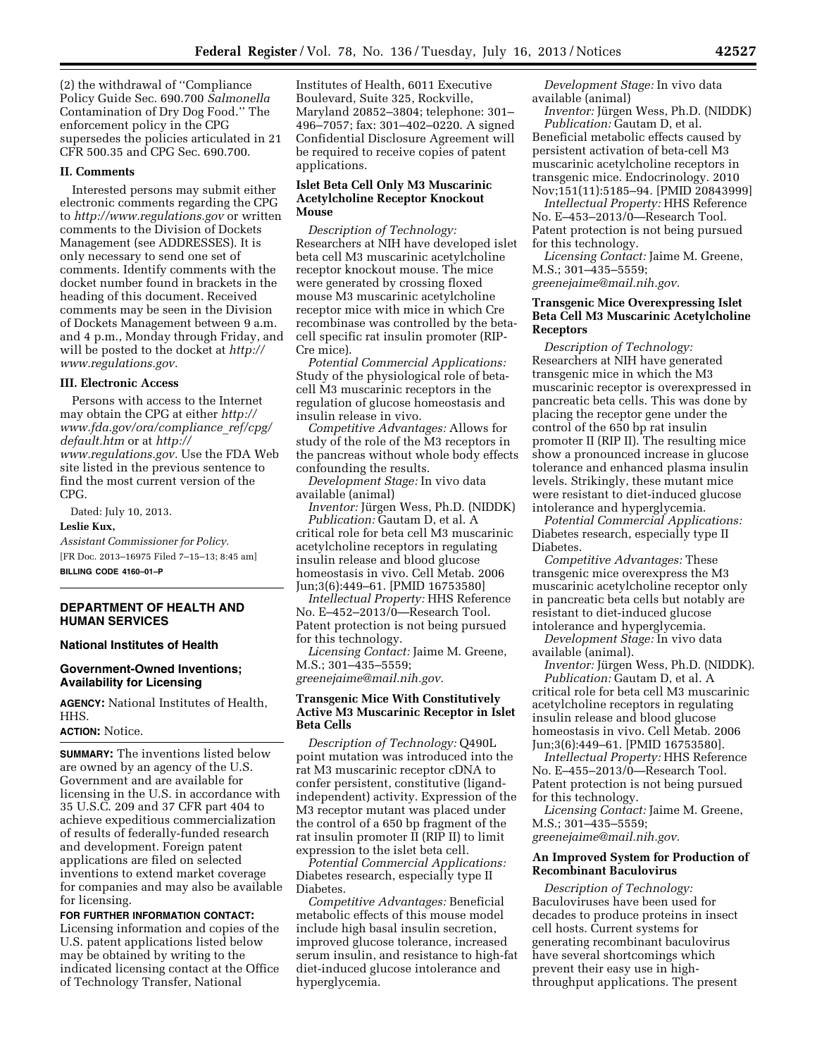(2) the withdrawal of "Compliance Policy Guide Sec. 690.700 *Salmonella* Contamination of Dry Dog Food." The enforcement policy in the CPG supersedes the policies articulated in 21 CFR 500.35 and CPG Sec. 690.700.

## II. Comments

Interested persons may submit either electronic comments regarding the CPG to *http://www.regulations.gov* or written comments to the Division of Dockets Management (see ADDRESSES). It is only necessary to send one set of comments. Identify comments with the docket number found in brackets in the heading of this document. Received comments may be seen in the Division of Dockets Management between 9 a.m. and 4 p.m., Monday through Friday, and will be posted to the docket at *http://www.regulations.gov.*

## III. Electronic Access

Persons with access to the Internet may obtain the CPG at either *http://www.fda.gov/ora/compliance_ref/cpg/default.htm* or at *http://www.regulations.gov.* Use the FDA Web site listed in the previous sentence to find the most current version of the CPG.

Dated: July 10, 2013.

**Leslie Kux,**

*Assistant Commissioner for Policy.*

[FR Doc. 2013–16975 Filed 7–15–13; 8:45 am]

**BILLING CODE 4160–01–P**

# DEPARTMENT OF HEALTH AND HUMAN SERVICES

## National Institutes of Health

## Government-Owned Inventions; Availability for Licensing

**AGENCY:** National Institutes of Health, HHS.

**ACTION:** Notice.

**SUMMARY:** The inventions listed below are owned by an agency of the U.S. Government and are available for licensing in the U.S. in accordance with 35 U.S.C. 209 and 37 CFR part 404 to achieve expeditious commercialization of results of federally-funded research and development. Foreign patent applications are filed on selected inventions to extend market coverage for companies and may also be available for licensing.

**FOR FURTHER INFORMATION CONTACT:** Licensing information and copies of the U.S. patent applications listed below may be obtained by writing to the indicated licensing contact at the Office of Technology Transfer, National Institutes of Health, 6011 Executive Boulevard, Suite 325, Rockville, Maryland 20852–3804; telephone: 301–496–7057; fax: 301–402–0220. A signed Confidential Disclosure Agreement will be required to receive copies of patent applications.

### Islet Beta Cell Only M3 Muscarinic Acetylcholine Receptor Knockout Mouse

*Description of Technology:* Researchers at NIH have developed islet beta cell M3 muscarinic acetylcholine receptor knockout mouse. The mice were generated by crossing floxed mouse M3 muscarinic acetylcholine receptor mice with mice in which Cre recombinase was controlled by the beta-cell specific rat insulin promoter (RIP-Cre mice).

*Potential Commercial Applications:* Study of the physiological role of beta-cell M3 muscarinic receptors in the regulation of glucose homeostasis and insulin release in vivo.

*Competitive Advantages:* Allows for study of the role of the M3 receptors in the pancreas without whole body effects confounding the results.

*Development Stage:* In vivo data available (animal)

*Inventor:* Jürgen Wess, Ph.D. (NIDDK)

*Publication:* Gautam D, et al. A critical role for beta cell M3 muscarinic acetylcholine receptors in regulating insulin release and blood glucose homeostasis in vivo. Cell Metab. 2006 Jun;3(6):449–61. [PMID 16753580]

*Intellectual Property:* HHS Reference No. E–452–2013/0—Research Tool. Patent protection is not being pursued for this technology.

*Licensing Contact:* Jaime M. Greene, M.S.; 301–435–5559; *greenejaime@mail.nih.gov.*

### Transgenic Mice With Constitutively Active M3 Muscarinic Receptor in Islet Beta Cells

*Description of Technology:* Q490L point mutation was introduced into the rat M3 muscarinic receptor cDNA to confer persistent, constitutive (ligand-independent) activity. Expression of the M3 receptor mutant was placed under the control of a 650 bp fragment of the rat insulin promoter II (RIP II) to limit expression to the islet beta cell.

*Potential Commercial Applications:* Diabetes research, especially type II Diabetes.

*Competitive Advantages:* Beneficial metabolic effects of this mouse model include high basal insulin secretion, improved glucose tolerance, increased serum insulin, and resistance to high-fat diet-induced glucose intolerance and hyperglycemia.

*Development Stage:* In vivo data available (animal)

*Inventor:* Jürgen Wess, Ph.D. (NIDDK)

*Publication:* Gautam D, et al. Beneficial metabolic effects caused by persistent activation of beta-cell M3 muscarinic acetylcholine receptors in transgenic mice. Endocrinology. 2010 Nov;151(11):5185–94. [PMID 20843999]

*Intellectual Property:* HHS Reference No. E–453–2013/0—Research Tool. Patent protection is not being pursued for this technology.

*Licensing Contact:* Jaime M. Greene, M.S.; 301–435–5559; *greenejaime@mail.nih.gov.*

### Transgenic Mice Overexpressing Islet Beta Cell M3 Muscarinic Acetylcholine Receptors

*Description of Technology:* Researchers at NIH have generated transgenic mice in which the M3 muscarinic receptor is overexpressed in pancreatic beta cells. This was done by placing the receptor gene under the control of the 650 bp rat insulin promoter II (RIP II). The resulting mice show a pronounced increase in glucose tolerance and enhanced plasma insulin levels. Strikingly, these mutant mice were resistant to diet-induced glucose intolerance and hyperglycemia.

*Potential Commercial Applications:* Diabetes research, especially type II Diabetes.

*Competitive Advantages:* These transgenic mice overexpress the M3 muscarinic acetylcholine receptor only in pancreatic beta cells but notably are resistant to diet-induced glucose intolerance and hyperglycemia.

*Development Stage:* In vivo data available (animal).

*Inventor:* Jürgen Wess, Ph.D. (NIDDK).

*Publication:* Gautam D, et al. A critical role for beta cell M3 muscarinic acetylcholine receptors in regulating insulin release and blood glucose homeostasis in vivo. Cell Metab. 2006 Jun;3(6):449–61. [PMID 16753580].

*Intellectual Property:* HHS Reference No. E–455–2013/0—Research Tool. Patent protection is not being pursued for this technology.

*Licensing Contact:* Jaime M. Greene, M.S.; 301–435–5559; *greenejaime@mail.nih.gov.*

### An Improved System for Production of Recombinant Baculovirus

*Description of Technology:* Baculoviruses have been used for decades to produce proteins in insect cell hosts. Current systems for generating recombinant baculovirus have several shortcomings which prevent their easy use in high-throughput applications. The present